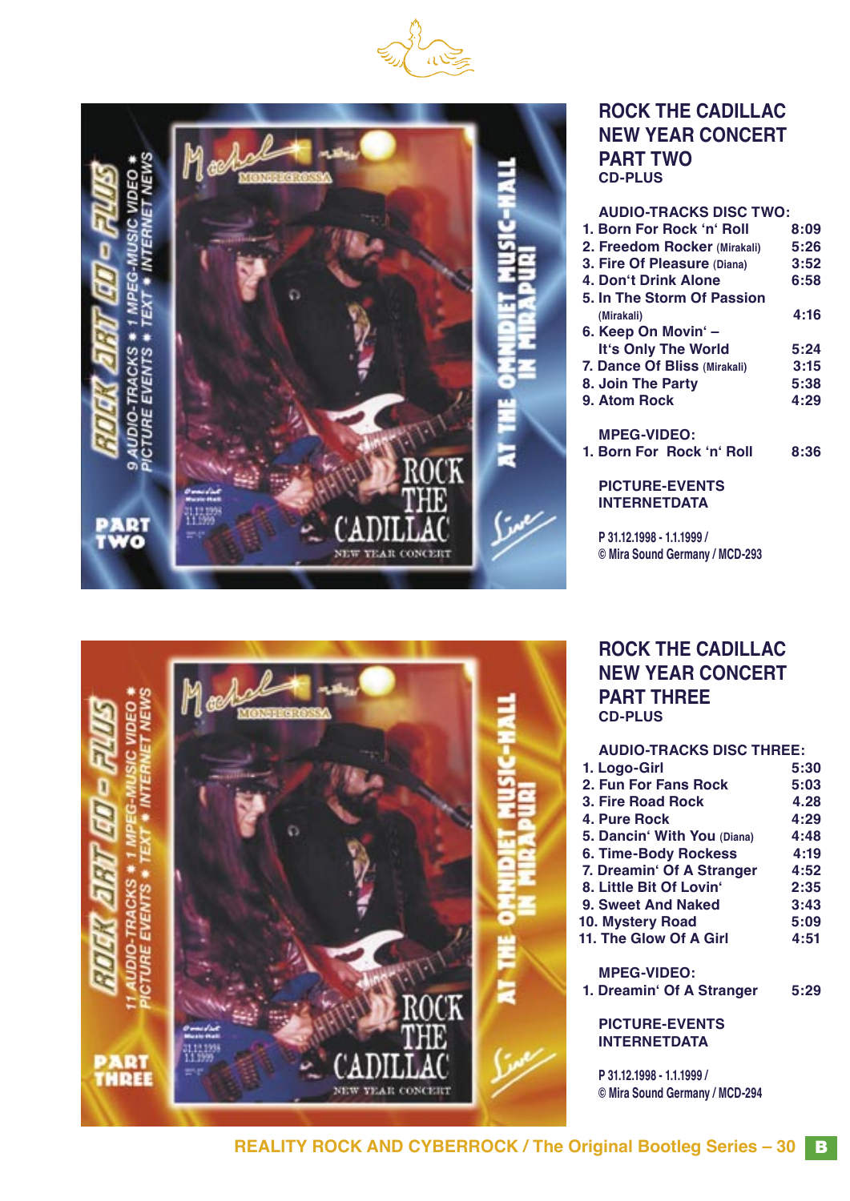## ROCK THE CADILLAC NEW YEAR CONCERT PART TWO

**CD-PLUS**

**AUDIO-TRACKS DISC TWO:**

| | |
|---|---|
| 1. Born For Rock 'n' Roll | 8:09 |
| 2. Freedom Rocker (Mirakali) | 5:26 |
| 3. Fire Of Pleasure (Diana) | 3:52 |
| 4. Don't Drink Alone | 6:58 |
| 5. In The Storm Of Passion (Mirakali) | 4:16 |
| 6. Keep On Movin' – It's Only The World | 5:24 |
| 7. Dance Of Bliss (Mirakali) | 3:15 |
| 8. Join The Party | 5:38 |
| 9. Atom Rock | 4:29 |

**MPEG-VIDEO:**

| | |
|---|---|
| 1. Born For Rock 'n' Roll | 8:36 |

**PICTURE-EVENTS**
**INTERNETDATA**

P 31.12.1998 - 1.1.1999 /
© Mira Sound Germany / MCD-293

## ROCK THE CADILLAC NEW YEAR CONCERT PART THREE

**CD-PLUS**

**AUDIO-TRACKS DISC THREE:**

| | |
|---|---|
| 1. Logo-Girl | 5:30 |
| 2. Fun For Fans Rock | 5:03 |
| 3. Fire Road Rock | 4.28 |
| 4. Pure Rock | 4:29 |
| 5. Dancin' With You (Diana) | 4:48 |
| 6. Time-Body Rockess | 4:19 |
| 7. Dreamin' Of A Stranger | 4:52 |
| 8. Little Bit Of Lovin' | 2:35 |
| 9. Sweet And Naked | 3:43 |
| 10. Mystery Road | 5:09 |
| 11. The Glow Of A Girl | 4:51 |

**MPEG-VIDEO:**

| | |
|---|---|
| 1. Dreamin' Of A Stranger | 5:29 |

**PICTURE-EVENTS**
**INTERNETDATA**

P 31.12.1998 - 1.1.1999 /
© Mira Sound Germany / MCD-294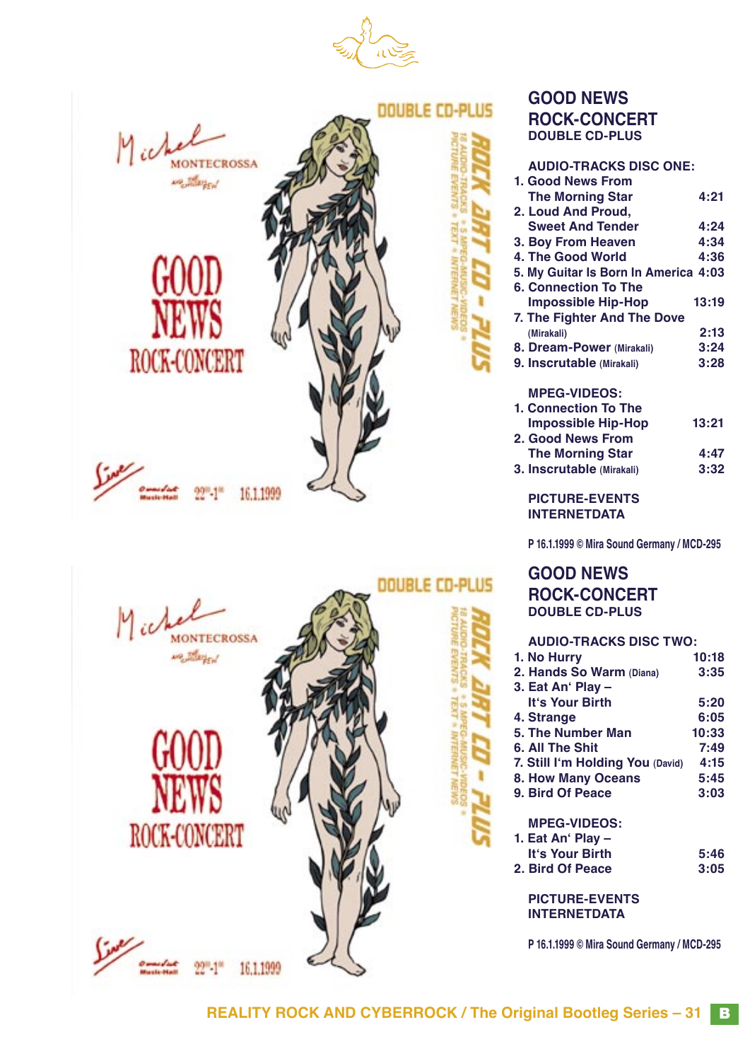## GOOD NEWS ROCK-CONCERT
### DOUBLE CD-PLUS

**AUDIO-TRACKS DISC ONE:**

| | |
|---|---|
| 1. Good News From The Morning Star | 4:21 |
| 2. Loud And Proud, Sweet And Tender | 4:24 |
| 3. Boy From Heaven | 4:34 |
| 4. The Good World | 4:36 |
| 5. My Guitar Is Born In America | 4:03 |
| 6. Connection To The Impossible Hip-Hop | 13:19 |
| 7. The Fighter And The Dove (Mirakali) | 2:13 |
| 8. Dream-Power (Mirakali) | 3:24 |
| 9. Inscrutable (Mirakali) | 3:28 |

**MPEG-VIDEOS:**

| | |
|---|---|
| 1. Connection To The Impossible Hip-Hop | 13:21 |
| 2. Good News From The Morning Star | 4:47 |
| 3. Inscrutable (Mirakali) | 3:32 |

**PICTURE-EVENTS**
**INTERNETDATA**

P 16.1.1999 © Mira Sound Germany / MCD-295

## GOOD NEWS ROCK-CONCERT
### DOUBLE CD-PLUS

**AUDIO-TRACKS DISC TWO:**

| | |
|---|---|
| 1. No Hurry | 10:18 |
| 2. Hands So Warm (Diana) | 3:35 |
| 3. Eat An' Play – It's Your Birth | 5:20 |
| 4. Strange | 6:05 |
| 5. The Number Man | 10:33 |
| 6. All The Shit | 7:49 |
| 7. Still I'm Holding You (David) | 4:15 |
| 8. How Many Oceans | 5:45 |
| 9. Bird Of Peace | 3:03 |

**MPEG-VIDEOS:**

| | |
|---|---|
| 1. Eat An' Play – It's Your Birth | 5:46 |
| 2. Bird Of Peace | 3:05 |

**PICTURE-EVENTS**
**INTERNETDATA**

P 16.1.1999 © Mira Sound Germany / MCD-295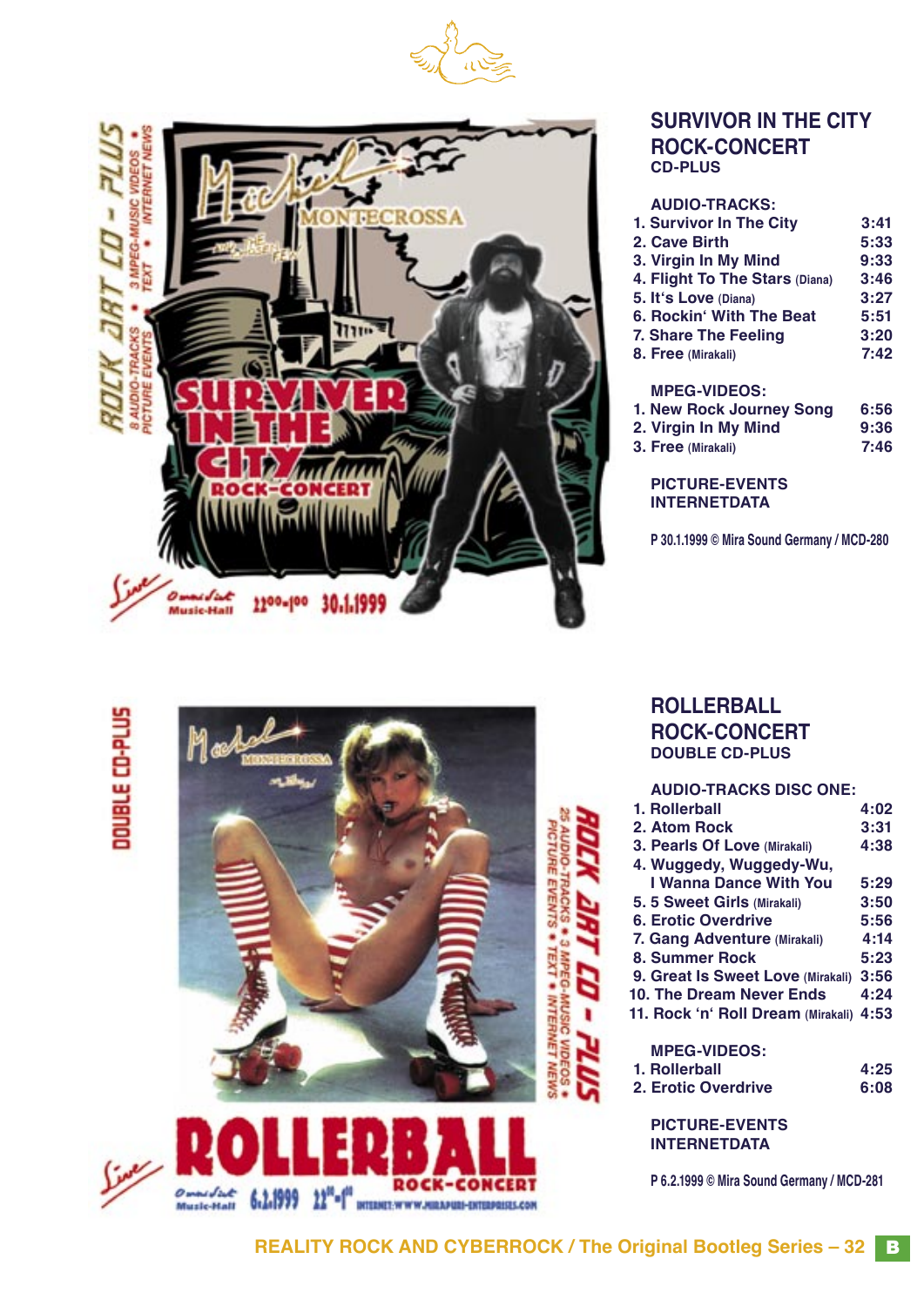## SURVIVOR IN THE CITY
## ROCK-CONCERT
**CD-PLUS**

**AUDIO-TRACKS:**

| | |
|---|---|
| 1. Survivor In The City | 3:41 |
| 2. Cave Birth | 5:33 |
| 3. Virgin In My Mind | 9:33 |
| 4. Flight To The Stars (Diana) | 3:46 |
| 5. It's Love (Diana) | 3:27 |
| 6. Rockin' With The Beat | 5:51 |
| 7. Share The Feeling | 3:20 |
| 8. Free (Mirakali) | 7:42 |

**MPEG-VIDEOS:**

| | |
|---|---|
| 1. New Rock Journey Song | 6:56 |
| 2. Virgin In My Mind | 9:36 |
| 3. Free (Mirakali) | 7:46 |

**PICTURE-EVENTS**
**INTERNETDATA**

P 30.1.1999 © Mira Sound Germany / MCD-280

## ROLLERBALL
## ROCK-CONCERT
**DOUBLE CD-PLUS**

**AUDIO-TRACKS DISC ONE:**

| | |
|---|---|
| 1. Rollerball | 4:02 |
| 2. Atom Rock | 3:31 |
| 3. Pearls Of Love (Mirakali) | 4:38 |
| 4. Wuggedy, Wuggedy-Wu, I Wanna Dance With You | 5:29 |
| 5. 5 Sweet Girls (Mirakali) | 3:50 |
| 6. Erotic Overdrive | 5:56 |
| 7. Gang Adventure (Mirakali) | 4:14 |
| 8. Summer Rock | 5:23 |
| 9. Great Is Sweet Love (Mirakali) | 3:56 |
| 10. The Dream Never Ends | 4:24 |
| 11. Rock 'n' Roll Dream (Mirakali) | 4:53 |

**MPEG-VIDEOS:**

| | |
|---|---|
| 1. Rollerball | 4:25 |
| 2. Erotic Overdrive | 6:08 |

**PICTURE-EVENTS**
**INTERNETDATA**

P 6.2.1999 © Mira Sound Germany / MCD-281

REALITY ROCK AND CYBERROCK / The Original Bootleg Series – 32 B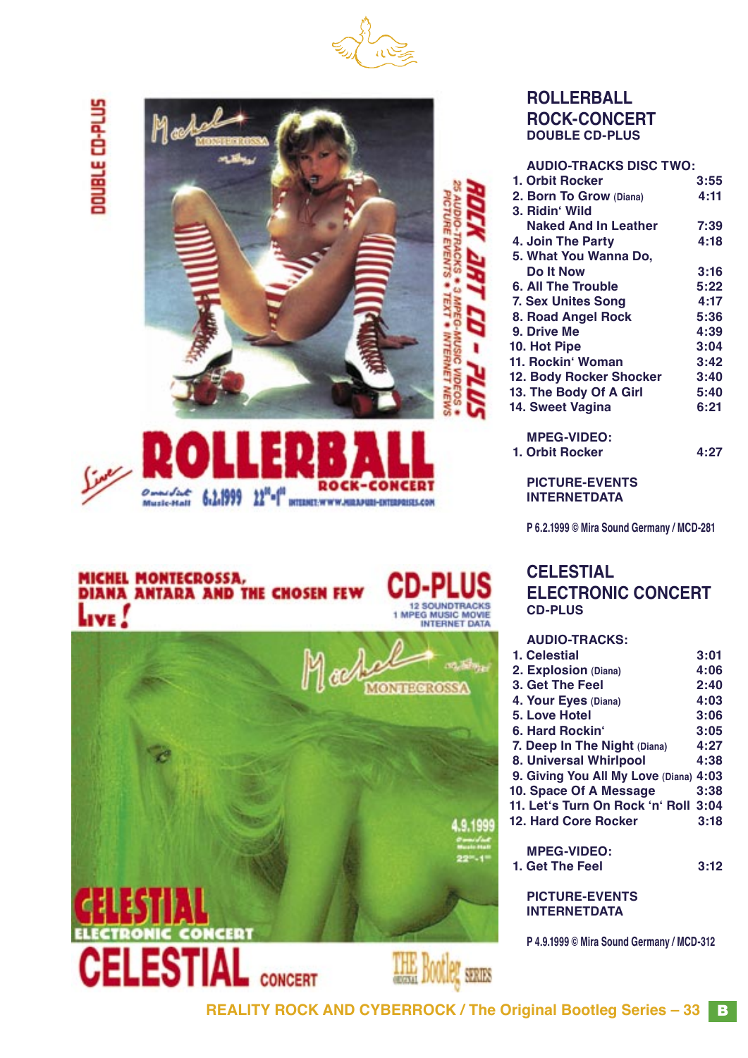## ROLLERBALL ROCK-CONCERT
### DOUBLE CD-PLUS

**AUDIO-TRACKS DISC TWO:**

| | |
|---|---|
| 1. Orbit Rocker | 3:55 |
| 2. Born To Grow (Diana) | 4:11 |
| 3. Ridin' Wild Naked And In Leather | 7:39 |
| 4. Join The Party | 4:18 |
| 5. What You Wanna Do, Do It Now | 3:16 |
| 6. All The Trouble | 5:22 |
| 7. Sex Unites Song | 4:17 |
| 8. Road Angel Rock | 5:36 |
| 9. Drive Me | 4:39 |
| 10. Hot Pipe | 3:04 |
| 11. Rockin' Woman | 3:42 |
| 12. Body Rocker Shocker | 3:40 |
| 13. The Body Of A Girl | 5:40 |
| 14. Sweet Vagina | 6:21 |

**MPEG-VIDEO:**

| | |
|---|---|
| 1. Orbit Rocker | 4:27 |

**PICTURE-EVENTS**
**INTERNETDATA**

P 6.2.1999 © Mira Sound Germany / MCD-281

## CELESTIAL ELECTRONIC CONCERT
### CD-PLUS

**AUDIO-TRACKS:**

| | |
|---|---|
| 1. Celestial | 3:01 |
| 2. Explosion (Diana) | 4:06 |
| 3. Get The Feel | 2:40 |
| 4. Your Eyes (Diana) | 4:03 |
| 5. Love Hotel | 3:06 |
| 6. Hard Rockin' | 3:05 |
| 7. Deep In The Night (Diana) | 4:27 |
| 8. Universal Whirlpool | 4:38 |
| 9. Giving You All My Love (Diana) | 4:03 |
| 10. Space Of A Message | 3:38 |
| 11. Let's Turn On Rock 'n' Roll | 3:04 |
| 12. Hard Core Rocker | 3:18 |

**MPEG-VIDEO:**

| | |
|---|---|
| 1. Get The Feel | 3:12 |

**PICTURE-EVENTS**
**INTERNETDATA**

P 4.9.1999 © Mira Sound Germany / MCD-312

**REALITY ROCK AND CYBERROCK / The Original Bootleg Series – 33**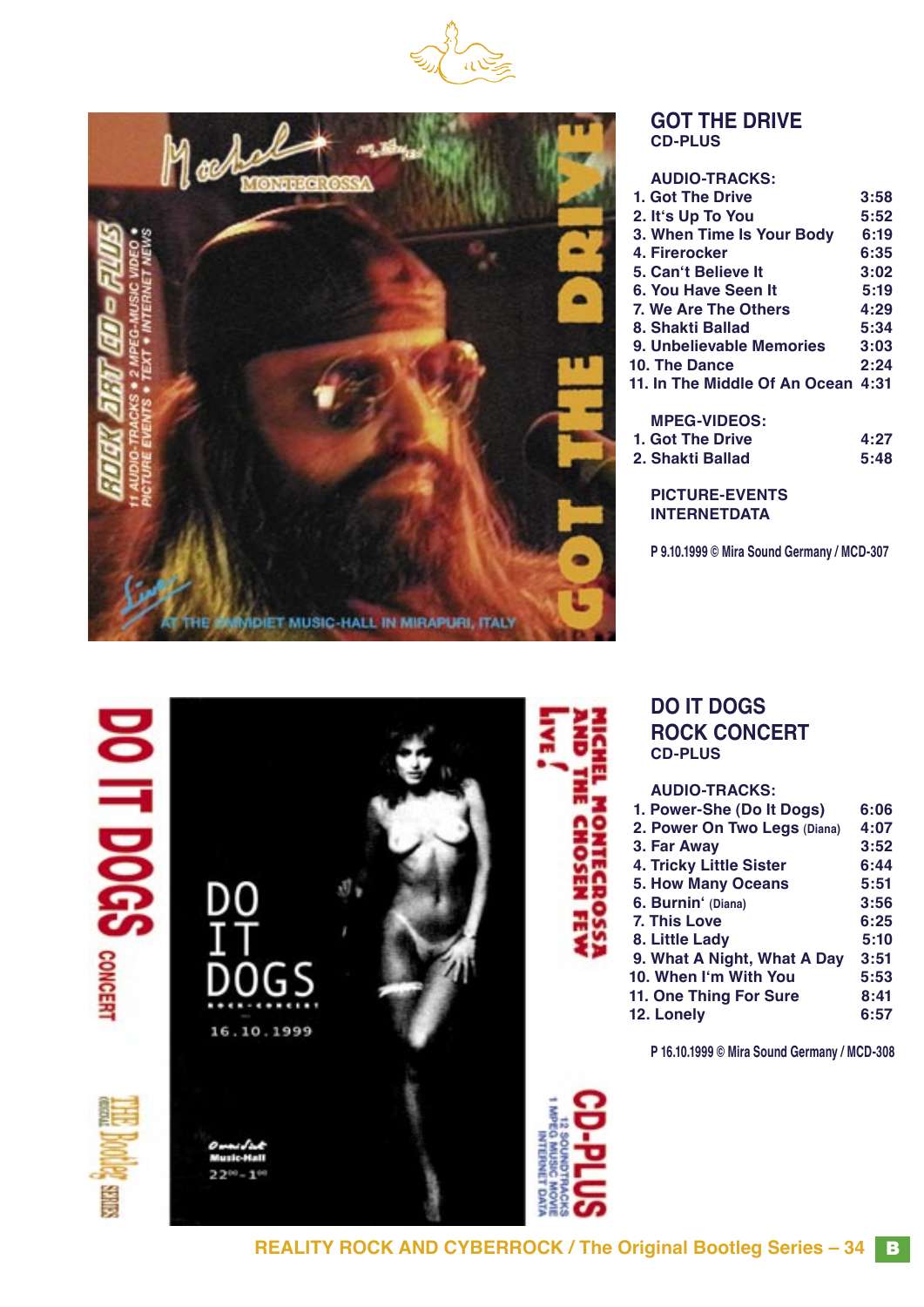## GOT THE DRIVE

CD-PLUS

**AUDIO-TRACKS:**

| | |
|---|---|
| 1. Got The Drive | 3:58 |
| 2. It's Up To You | 5:52 |
| 3. When Time Is Your Body | 6:19 |
| 4. Firerocker | 6:35 |
| 5. Can't Believe It | 3:02 |
| 6. You Have Seen It | 5:19 |
| 7. We Are The Others | 4:29 |
| 8. Shakti Ballad | 5:34 |
| 9. Unbelievable Memories | 3:03 |
| 10. The Dance | 2:24 |
| 11. In The Middle Of An Ocean | 4:31 |

**MPEG-VIDEOS:**

| | |
|---|---|
| 1. Got The Drive | 4:27 |
| 2. Shakti Ballad | 5:48 |

PICTURE-EVENTS
INTERNETDATA

P 9.10.1999 © Mira Sound Germany / MCD-307

## DO IT DOGS ROCK CONCERT

CD-PLUS

**AUDIO-TRACKS:**

| | |
|---|---|
| 1. Power-She (Do It Dogs) | 6:06 |
| 2. Power On Two Legs (Diana) | 4:07 |
| 3. Far Away | 3:52 |
| 4. Tricky Little Sister | 6:44 |
| 5. How Many Oceans | 5:51 |
| 6. Burnin' (Diana) | 3:56 |
| 7. This Love | 6:25 |
| 8. Little Lady | 5:10 |
| 9. What A Night, What A Day | 3:51 |
| 10. When I'm With You | 5:53 |
| 11. One Thing For Sure | 8:41 |
| 12. Lonely | 6:57 |

P 16.10.1999 © Mira Sound Germany / MCD-308

REALITY ROCK AND CYBERROCK / The Original Bootleg Series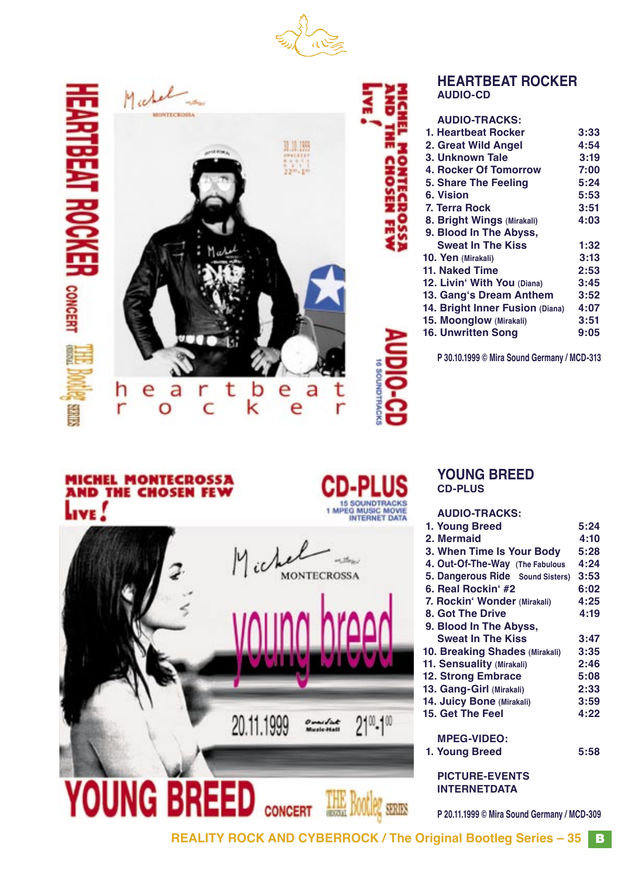## HEARTBEAT ROCKER
AUDIO-CD

AUDIO-TRACKS:

| | |
|---|---|
| 1. Heartbeat Rocker | 3:33 |
| 2. Great Wild Angel | 4:54 |
| 3. Unknown Tale | 3:19 |
| 4. Rocker Of Tomorrow | 7:00 |
| 5. Share The Feeling | 5:24 |
| 6. Vision | 5:53 |
| 7. Terra Rock | 3:51 |
| 8. Bright Wings (Mirakali) | 4:03 |
| 9. Blood In The Abyss, Sweat In The Kiss | 1:32 |
| 10. Yen (Mirakali) | 3:13 |
| 11. Naked Time | 2:53 |
| 12. Livin' With You (Diana) | 3:45 |
| 13. Gang's Dream Anthem | 3:52 |
| 14. Bright Inner Fusion (Diana) | 4:07 |
| 15. Moonglow (Mirakali) | 3:51 |
| 16. Unwritten Song | 9:05 |

P 30.10.1999 © Mira Sound Germany / MCD-313

## YOUNG BREED
CD-PLUS

AUDIO-TRACKS:

| | |
|---|---|
| 1. Young Breed | 5:24 |
| 2. Mermaid | 4:10 |
| 3. When Time Is Your Body | 5:28 |
| 4. Out-Of-The-Way (The Fabulous | 4:24 |
| 5. Dangerous Ride Sound Sisters) | 3:53 |
| 6. Real Rockin' #2 | 6:02 |
| 7. Rockin' Wonder (Mirakali) | 4:25 |
| 8. Got The Drive | 4:19 |
| 9. Blood In The Abyss, Sweat In The Kiss | 3:47 |
| 10. Breaking Shades (Mirakali) | 3:35 |
| 11. Sensuality (Mirakali) | 2:46 |
| 12. Strong Embrace | 5:08 |
| 13. Gang-Girl (Mirakali) | 2:33 |
| 14. Juicy Bone (Mirakali) | 3:59 |
| 15. Get The Feel | 4:22 |

MPEG-VIDEO:

| | |
|---|---|
| 1. Young Breed | 5:58 |

PICTURE-EVENTS
INTERNETDATA

P 20.11.1999 © Mira Sound Germany / MCD-309

REALITY ROCK AND CYBERROCK / The Original Bootleg Series – 35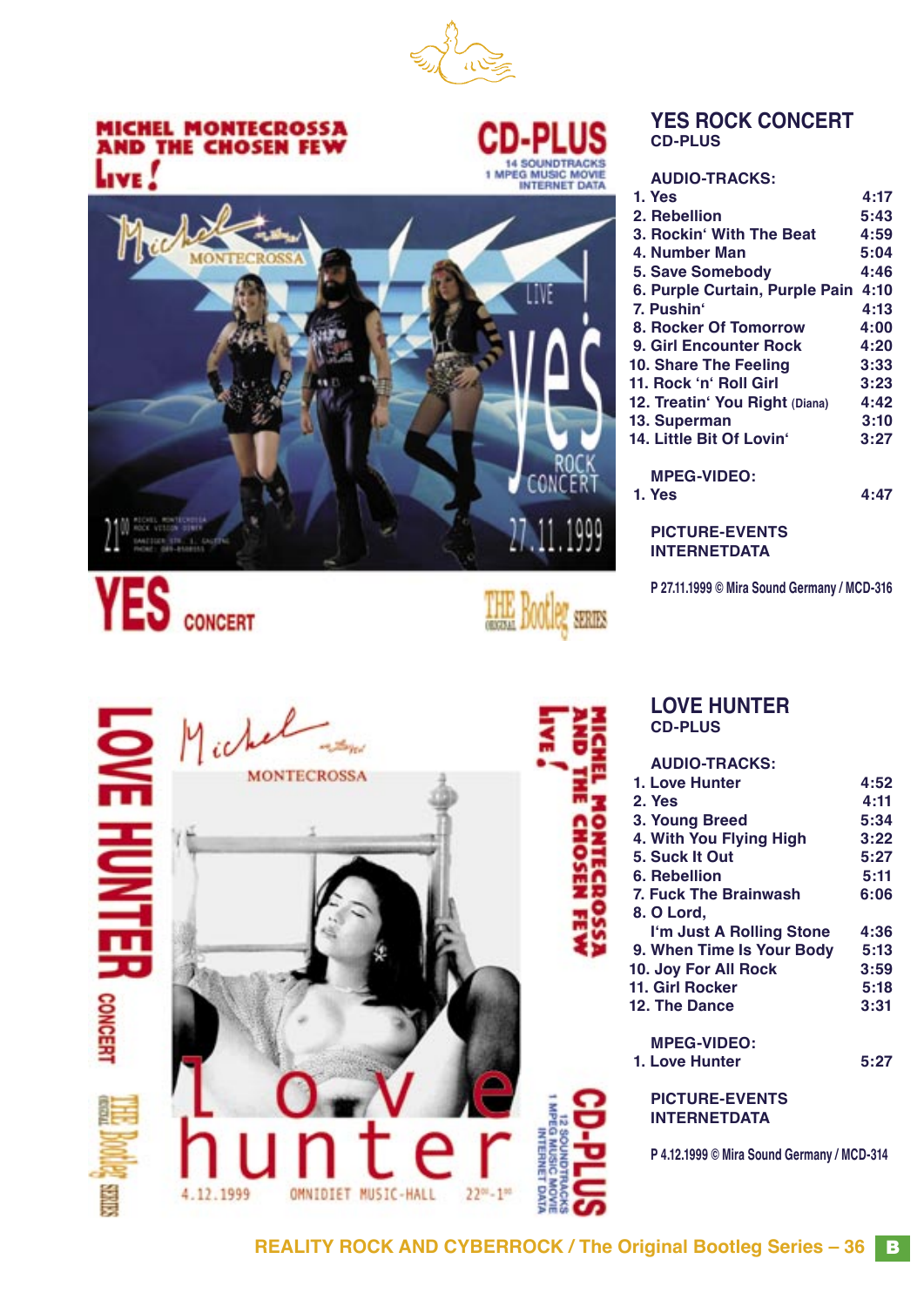## YES ROCK CONCERT
**CD-PLUS**

**AUDIO-TRACKS:**

| | |
|---|---|
| 1. Yes | 4:17 |
| 2. Rebellion | 5:43 |
| 3. Rockin‘ With The Beat | 4:59 |
| 4. Number Man | 5:04 |
| 5. Save Somebody | 4:46 |
| 6. Purple Curtain, Purple Pain | 4:10 |
| 7. Pushin‘ | 4:13 |
| 8. Rocker Of Tomorrow | 4:00 |
| 9. Girl Encounter Rock | 4:20 |
| 10. Share The Feeling | 3:33 |
| 11. Rock ‘n‘ Roll Girl | 3:23 |
| 12. Treatin‘ You Right (Diana) | 4:42 |
| 13. Superman | 3:10 |
| 14. Little Bit Of Lovin‘ | 3:27 |

**MPEG-VIDEO:**

| | |
|---|---|
| 1. Yes | 4:47 |

**PICTURE-EVENTS**
**INTERNETDATA**

P 27.11.1999 © Mira Sound Germany / MCD-316

## LOVE HUNTER
**CD-PLUS**

**AUDIO-TRACKS:**

| | |
|---|---|
| 1. Love Hunter | 4:52 |
| 2. Yes | 4:11 |
| 3. Young Breed | 5:34 |
| 4. With You Flying High | 3:22 |
| 5. Suck It Out | 5:27 |
| 6. Rebellion | 5:11 |
| 7. Fuck The Brainwash | 6:06 |
| 8. O Lord, I‘m Just A Rolling Stone | 4:36 |
| 9. When Time Is Your Body | 5:13 |
| 10. Joy For All Rock | 3:59 |
| 11. Girl Rocker | 5:18 |
| 12. The Dance | 3:31 |

**MPEG-VIDEO:**

| | |
|---|---|
| 1. Love Hunter | 5:27 |

**PICTURE-EVENTS**
**INTERNETDATA**

P 4.12.1999 © Mira Sound Germany / MCD-314

REALITY ROCK AND CYBERROCK / The Original Bootleg Series – 36 B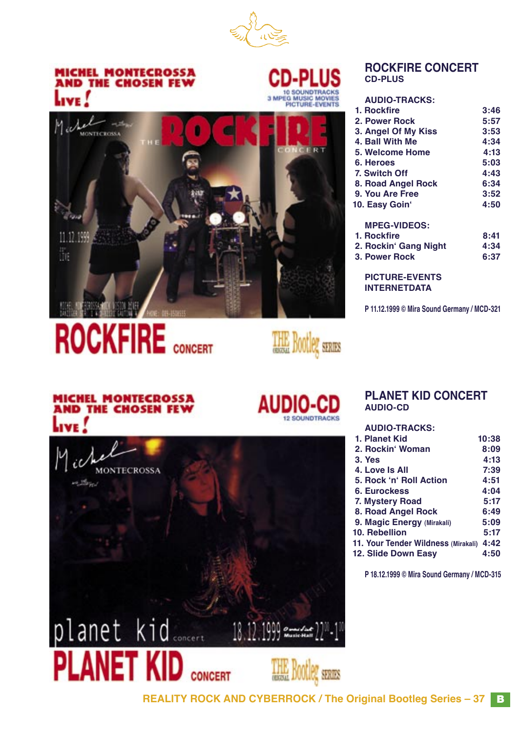## ROCKFIRE CONCERT
**CD-PLUS**

**AUDIO-TRACKS:**

| | |
|---|---|
| 1. Rockfire | 3:46 |
| 2. Power Rock | 5:57 |
| 3. Angel Of My Kiss | 3:53 |
| 4. Ball With Me | 4:34 |
| 5. Welcome Home | 4:13 |
| 6. Heroes | 5:03 |
| 7. Switch Off | 4:43 |
| 8. Road Angel Rock | 6:34 |
| 9. You Are Free | 3:52 |
| 10. Easy Goin‘ | 4:50 |

**MPEG-VIDEOS:**

| | |
|---|---|
| 1. Rockfire | 8:41 |
| 2. Rockin‘ Gang Night | 4:34 |
| 3. Power Rock | 6:37 |

**PICTURE-EVENTS**
**INTERNETDATA**

P 11.12.1999 © Mira Sound Germany / MCD-321

## PLANET KID CONCERT
**AUDIO-CD**

**AUDIO-TRACKS:**

| | |
|---|---|
| 1. Planet Kid | 10:38 |
| 2. Rockin‘ Woman | 8:09 |
| 3. Yes | 4:13 |
| 4. Love Is All | 7:39 |
| 5. Rock ‘n‘ Roll Action | 4:51 |
| 6. Eurockess | 4:04 |
| 7. Mystery Road | 5:17 |
| 8. Road Angel Rock | 6:49 |
| 9. Magic Energy (Mirakali) | 5:09 |
| 10. Rebellion | 5:17 |
| 11. Your Tender Wildness (Mirakali) | 4:42 |
| 12. Slide Down Easy | 4:50 |

P 18.12.1999 © Mira Sound Germany / MCD-315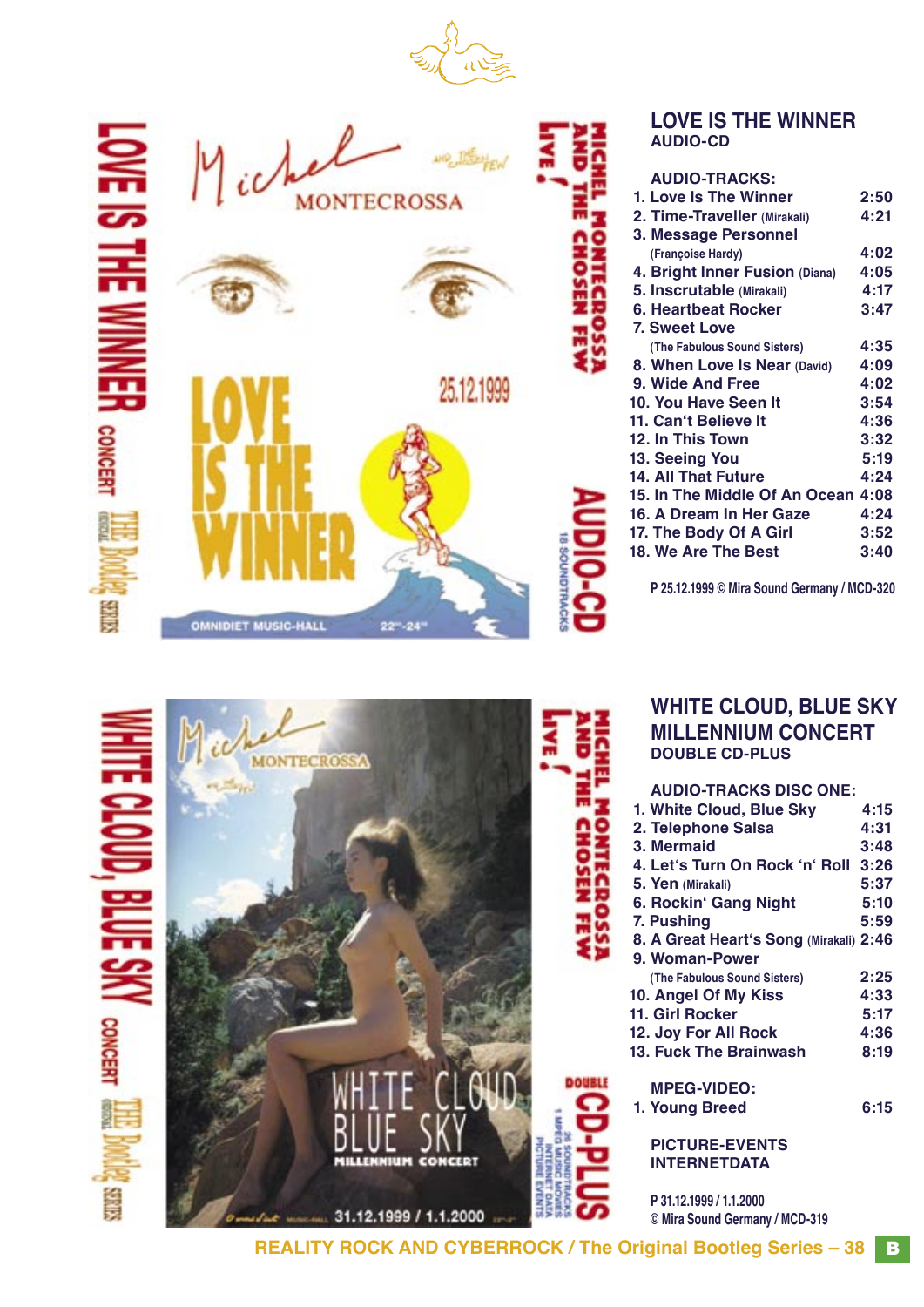## LOVE IS THE WINNER
### AUDIO-CD

**AUDIO-TRACKS:**

| | |
|---|---|
| 1. Love Is The Winner | 2:50 |
| 2. Time-Traveller (Mirakali) | 4:21 |
| 3. Message Personnel (Françoise Hardy) | 4:02 |
| 4. Bright Inner Fusion (Diana) | 4:05 |
| 5. Inscrutable (Mirakali) | 4:17 |
| 6. Heartbeat Rocker | 3:47 |
| 7. Sweet Love (The Fabulous Sound Sisters) | 4:35 |
| 8. When Love Is Near (David) | 4:09 |
| 9. Wide And Free | 4:02 |
| 10. You Have Seen It | 3:54 |
| 11. Can't Believe It | 4:36 |
| 12. In This Town | 3:32 |
| 13. Seeing You | 5:19 |
| 14. All That Future | 4:24 |
| 15. In The Middle Of An Ocean | 4:08 |
| 16. A Dream In Her Gaze | 4:24 |
| 17. The Body Of A Girl | 3:52 |
| 18. We Are The Best | 3:40 |

P 25.12.1999 © Mira Sound Germany / MCD-320

## WHITE CLOUD, BLUE SKY MILLENNIUM CONCERT
### DOUBLE CD-PLUS

**AUDIO-TRACKS DISC ONE:**

| | |
|---|---|
| 1. White Cloud, Blue Sky | 4:15 |
| 2. Telephone Salsa | 4:31 |
| 3. Mermaid | 3:48 |
| 4. Let's Turn On Rock 'n' Roll | 3:26 |
| 5. Yen (Mirakali) | 5:37 |
| 6. Rockin' Gang Night | 5:10 |
| 7. Pushing | 5:59 |
| 8. A Great Heart's Song (Mirakali) | 2:46 |
| 9. Woman-Power (The Fabulous Sound Sisters) | 2:25 |
| 10. Angel Of My Kiss | 4:33 |
| 11. Girl Rocker | 5:17 |
| 12. Joy For All Rock | 4:36 |
| 13. Fuck The Brainwash | 8:19 |

**MPEG-VIDEO:**

| | |
|---|---|
| 1. Young Breed | 6:15 |

**PICTURE-EVENTS**
**INTERNETDATA**

P 31.12.1999 / 1.1.2000
© Mira Sound Germany / MCD-319